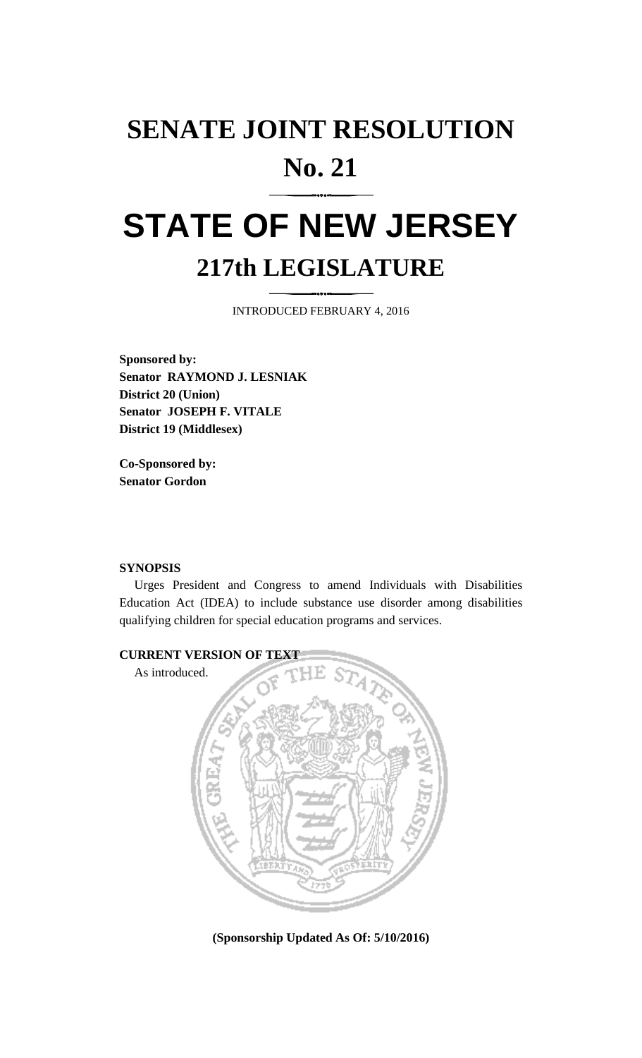# SENATE JOINT RESOLUTION
# No. 21

# STATE OF NEW JERSEY
## 217th LEGISLATURE

INTRODUCED FEBRUARY 4, 2016

**Sponsored by:**
**Senator RAYMOND J. LESNIAK**
**District 20 (Union)**
**Senator JOSEPH F. VITALE**
**District 19 (Middlesex)**

**Co-Sponsored by:**
**Senator Gordon**

**SYNOPSIS**

Urges President and Congress to amend Individuals with Disabilities Education Act (IDEA) to include substance use disorder among disabilities qualifying children for special education programs and services.

**CURRENT VERSION OF TEXT**

As introduced.

**(Sponsorship Updated As Of: 5/10/2016)**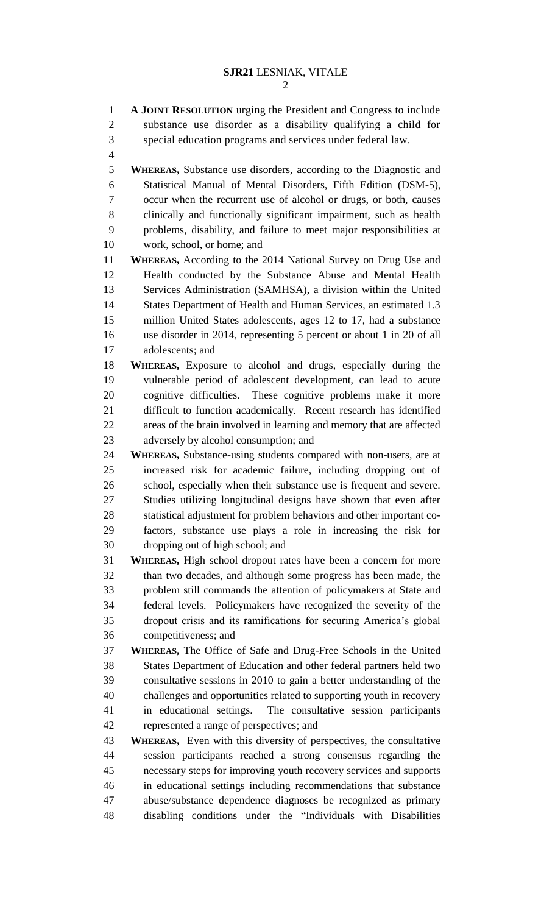**A JOINT RESOLUTION** urging the President and Congress to include substance use disorder as a disability qualifying a child for special education programs and services under federal law.

**WHEREAS,** Substance use disorders, according to the Diagnostic and Statistical Manual of Mental Disorders, Fifth Edition (DSM-5), occur when the recurrent use of alcohol or drugs, or both, causes clinically and functionally significant impairment, such as health problems, disability, and failure to meet major responsibilities at work, school, or home; and

**WHEREAS,** According to the 2014 National Survey on Drug Use and Health conducted by the Substance Abuse and Mental Health Services Administration (SAMHSA), a division within the United States Department of Health and Human Services, an estimated 1.3 million United States adolescents, ages 12 to 17, had a substance use disorder in 2014, representing 5 percent or about 1 in 20 of all adolescents; and

**WHEREAS,** Exposure to alcohol and drugs, especially during the vulnerable period of adolescent development, can lead to acute cognitive difficulties. These cognitive problems make it more difficult to function academically. Recent research has identified areas of the brain involved in learning and memory that are affected adversely by alcohol consumption; and

**WHEREAS,** Substance-using students compared with non-users, are at increased risk for academic failure, including dropping out of school, especially when their substance use is frequent and severe. Studies utilizing longitudinal designs have shown that even after statistical adjustment for problem behaviors and other important co-factors, substance use plays a role in increasing the risk for dropping out of high school; and

**WHEREAS,** High school dropout rates have been a concern for more than two decades, and although some progress has been made, the problem still commands the attention of policymakers at State and federal levels. Policymakers have recognized the severity of the dropout crisis and its ramifications for securing America's global competitiveness; and

**WHEREAS,** The Office of Safe and Drug-Free Schools in the United States Department of Education and other federal partners held two consultative sessions in 2010 to gain a better understanding of the challenges and opportunities related to supporting youth in recovery in educational settings. The consultative session participants represented a range of perspectives; and

**WHEREAS,** Even with this diversity of perspectives, the consultative session participants reached a strong consensus regarding the necessary steps for improving youth recovery services and supports in educational settings including recommendations that substance abuse/substance dependence diagnoses be recognized as primary disabling conditions under the "Individuals with Disabilities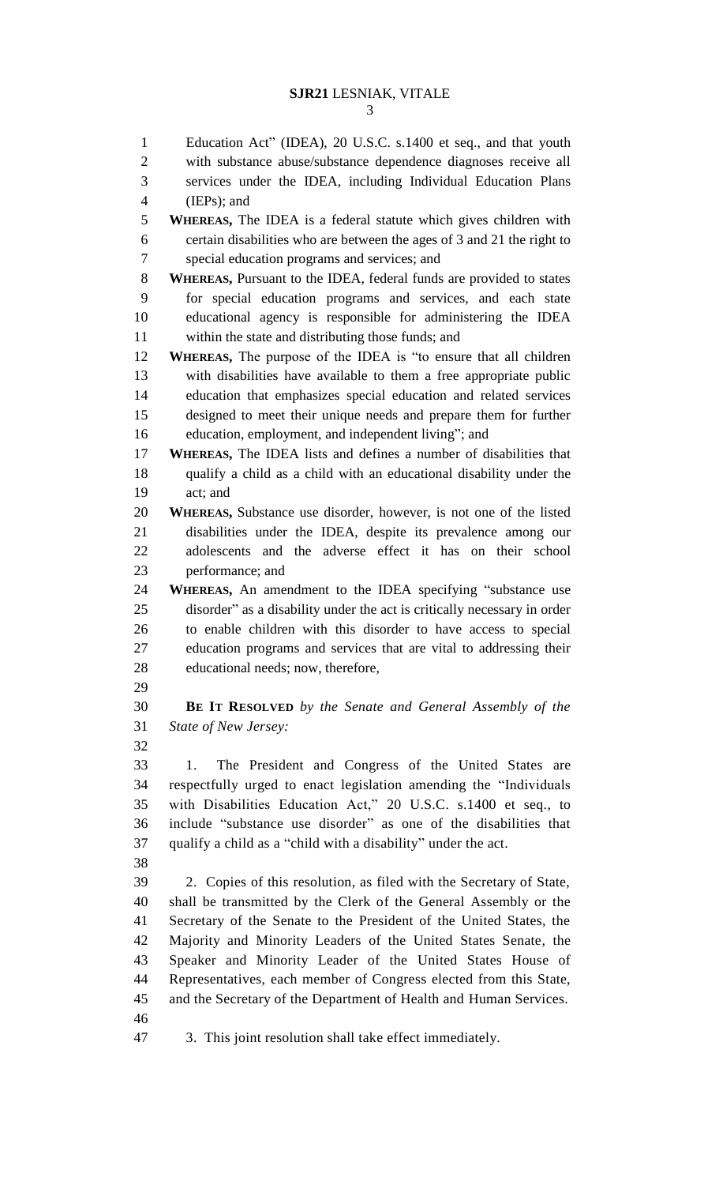Education Act" (IDEA), 20 U.S.C. s.1400 et seq., and that youth with substance abuse/substance dependence diagnoses receive all services under the IDEA, including Individual Education Plans (IEPs); and

**WHEREAS,** The IDEA is a federal statute which gives children with certain disabilities who are between the ages of 3 and 21 the right to special education programs and services; and

**WHEREAS,** Pursuant to the IDEA, federal funds are provided to states for special education programs and services, and each state educational agency is responsible for administering the IDEA within the state and distributing those funds; and

**WHEREAS,** The purpose of the IDEA is "to ensure that all children with disabilities have available to them a free appropriate public education that emphasizes special education and related services designed to meet their unique needs and prepare them for further education, employment, and independent living"; and

**WHEREAS,** The IDEA lists and defines a number of disabilities that qualify a child as a child with an educational disability under the act; and

**WHEREAS,** Substance use disorder, however, is not one of the listed disabilities under the IDEA, despite its prevalence among our adolescents and the adverse effect it has on their school performance; and

**WHEREAS,** An amendment to the IDEA specifying "substance use disorder" as a disability under the act is critically necessary in order to enable children with this disorder to have access to special education programs and services that are vital to addressing their educational needs; now, therefore,

**BE IT RESOLVED** *by the Senate and General Assembly of the State of New Jersey:*

1. The President and Congress of the United States are respectfully urged to enact legislation amending the "Individuals with Disabilities Education Act," 20 U.S.C. s.1400 et seq., to include "substance use disorder" as one of the disabilities that qualify a child as a "child with a disability" under the act.

2. Copies of this resolution, as filed with the Secretary of State, shall be transmitted by the Clerk of the General Assembly or the Secretary of the Senate to the President of the United States, the Majority and Minority Leaders of the United States Senate, the Speaker and Minority Leader of the United States House of Representatives, each member of Congress elected from this State, and the Secretary of the Department of Health and Human Services.

3. This joint resolution shall take effect immediately.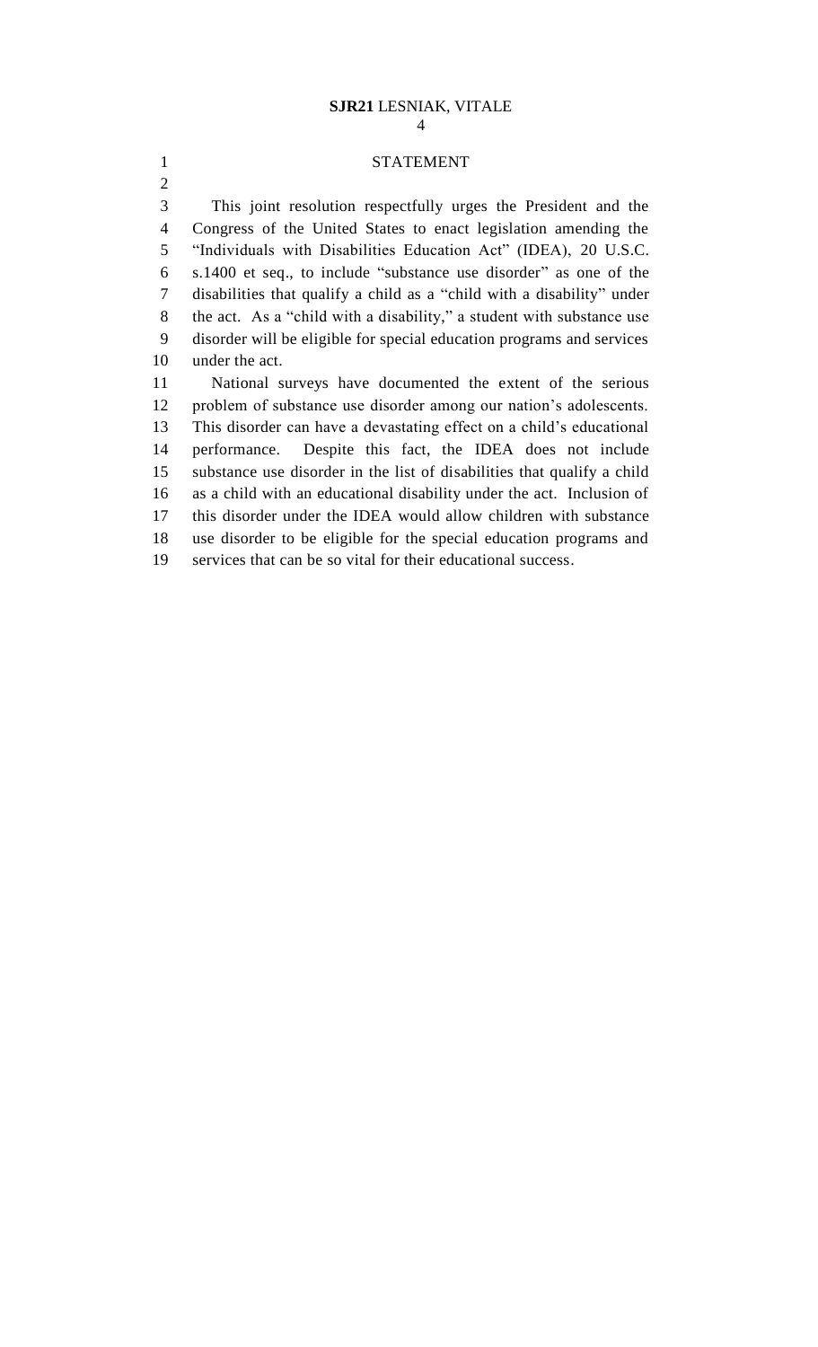## STATEMENT

This joint resolution respectfully urges the President and the Congress of the United States to enact legislation amending the "Individuals with Disabilities Education Act" (IDEA), 20 U.S.C. s.1400 et seq., to include "substance use disorder" as one of the disabilities that qualify a child as a "child with a disability" under the act. As a "child with a disability," a student with substance use disorder will be eligible for special education programs and services under the act.

National surveys have documented the extent of the serious problem of substance use disorder among our nation's adolescents. This disorder can have a devastating effect on a child's educational performance. Despite this fact, the IDEA does not include substance use disorder in the list of disabilities that qualify a child as a child with an educational disability under the act. Inclusion of this disorder under the IDEA would allow children with substance use disorder to be eligible for the special education programs and services that can be so vital for their educational success.